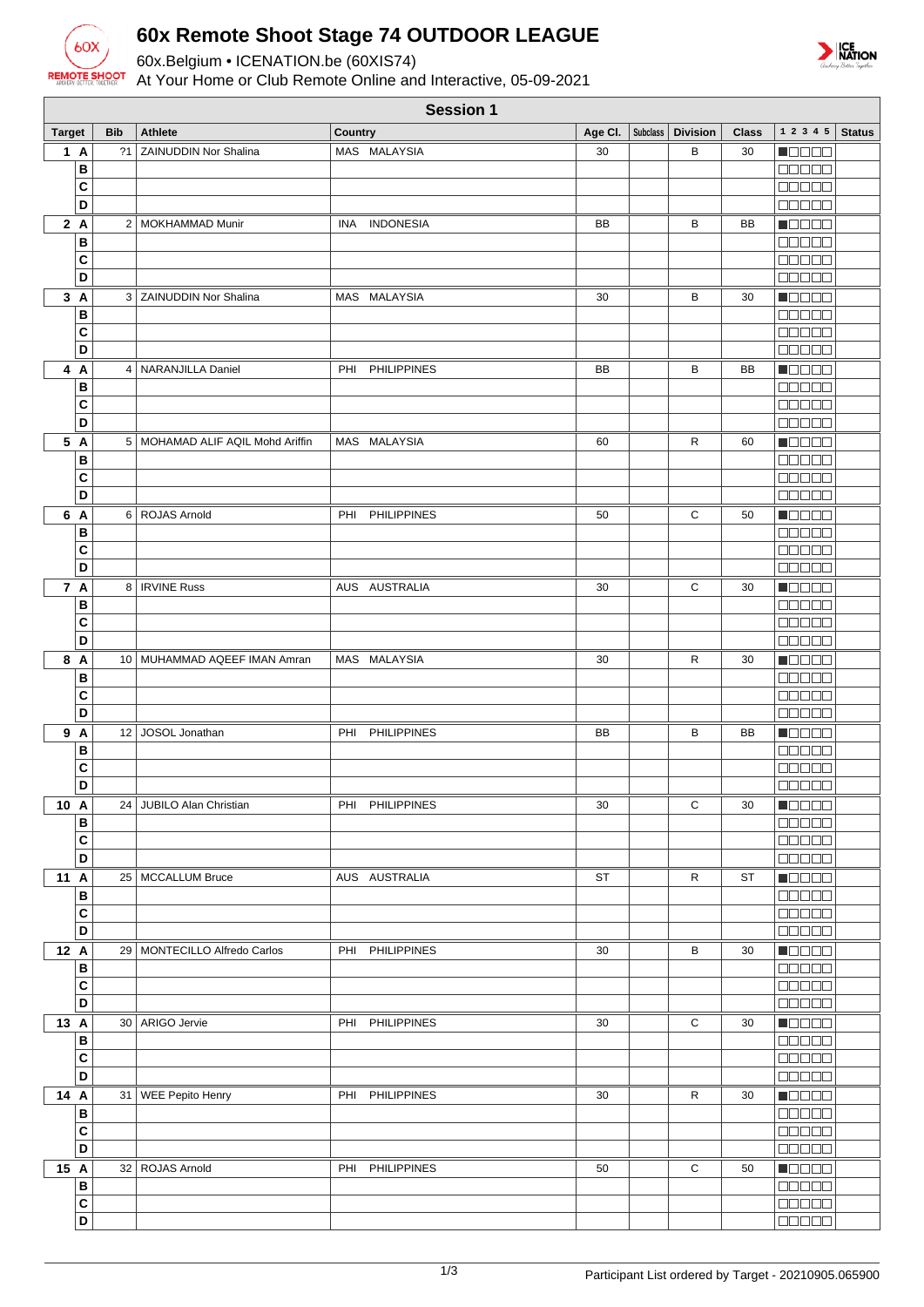# 60x Remote Shoot Stage 74 OUTDOOR LEAGUE

60x.Belgium • ICENATION.be (60XIS74)

At Your Home or Club Remote Online and Interactive, 05-09-2021

## Session 1

| Target | | Bib | Athlete | Country | Age Cl. | Subclass | Division | Class | 1 2 3 4 5 | Status |
|---|---|---|---|---|---|---|---|---|---|---|
| 1 | A | ?1 | ZAINUDDIN Nor Shalina | MAS MALAYSIA | 30 | | B | 30 | | |
| | B | | | | | | | | | |
| | C | | | | | | | | | |
| | D | | | | | | | | | |
| 2 | A | 2 | MOKHAMMAD Munir | INA INDONESIA | BB | | B | BB | | |
| | B | | | | | | | | | |
| | C | | | | | | | | | |
| | D | | | | | | | | | |
| 3 | A | 3 | ZAINUDDIN Nor Shalina | MAS MALAYSIA | 30 | | B | 30 | | |
| | B | | | | | | | | | |
| | C | | | | | | | | | |
| | D | | | | | | | | | |
| 4 | A | 4 | NARANJILLA Daniel | PHI PHILIPPINES | BB | | B | BB | | |
| | B | | | | | | | | | |
| | C | | | | | | | | | |
| | D | | | | | | | | | |
| 5 | A | 5 | MOHAMAD ALIF AQIL Mohd Ariffin | MAS MALAYSIA | 60 | | R | 60 | | |
| | B | | | | | | | | | |
| | C | | | | | | | | | |
| | D | | | | | | | | | |
| 6 | A | 6 | ROJAS Arnold | PHI PHILIPPINES | 50 | | C | 50 | | |
| | B | | | | | | | | | |
| | C | | | | | | | | | |
| | D | | | | | | | | | |
| 7 | A | 8 | IRVINE Russ | AUS AUSTRALIA | 30 | | C | 30 | | |
| | B | | | | | | | | | |
| | C | | | | | | | | | |
| | D | | | | | | | | | |
| 8 | A | 10 | MUHAMMAD AQEEF IMAN Amran | MAS MALAYSIA | 30 | | R | 30 | | |
| | B | | | | | | | | | |
| | C | | | | | | | | | |
| | D | | | | | | | | | |
| 9 | A | 12 | JOSOL Jonathan | PHI PHILIPPINES | BB | | B | BB | | |
| | B | | | | | | | | | |
| | C | | | | | | | | | |
| | D | | | | | | | | | |
| 10 | A | 24 | JUBILO Alan Christian | PHI PHILIPPINES | 30 | | C | 30 | | |
| | B | | | | | | | | | |
| | C | | | | | | | | | |
| | D | | | | | | | | | |
| 11 | A | 25 | MCCALLUM Bruce | AUS AUSTRALIA | ST | | R | ST | | |
| | B | | | | | | | | | |
| | C | | | | | | | | | |
| | D | | | | | | | | | |
| 12 | A | 29 | MONTECILLO Alfredo Carlos | PHI PHILIPPINES | 30 | | B | 30 | | |
| | B | | | | | | | | | |
| | C | | | | | | | | | |
| | D | | | | | | | | | |
| 13 | A | 30 | ARIGO Jervie | PHI PHILIPPINES | 30 | | C | 30 | | |
| | B | | | | | | | | | |
| | C | | | | | | | | | |
| | D | | | | | | | | | |
| 14 | A | 31 | WEE Pepito Henry | PHI PHILIPPINES | 30 | | R | 30 | | |
| | B | | | | | | | | | |
| | C | | | | | | | | | |
| | D | | | | | | | | | |
| 15 | A | 32 | ROJAS Arnold | PHI PHILIPPINES | 50 | | C | 50 | | |
| | B | | | | | | | | | |
| | C | | | | | | | | | |
| | D | | | | | | | | | |

Participant List ordered by Target - 20210905.065900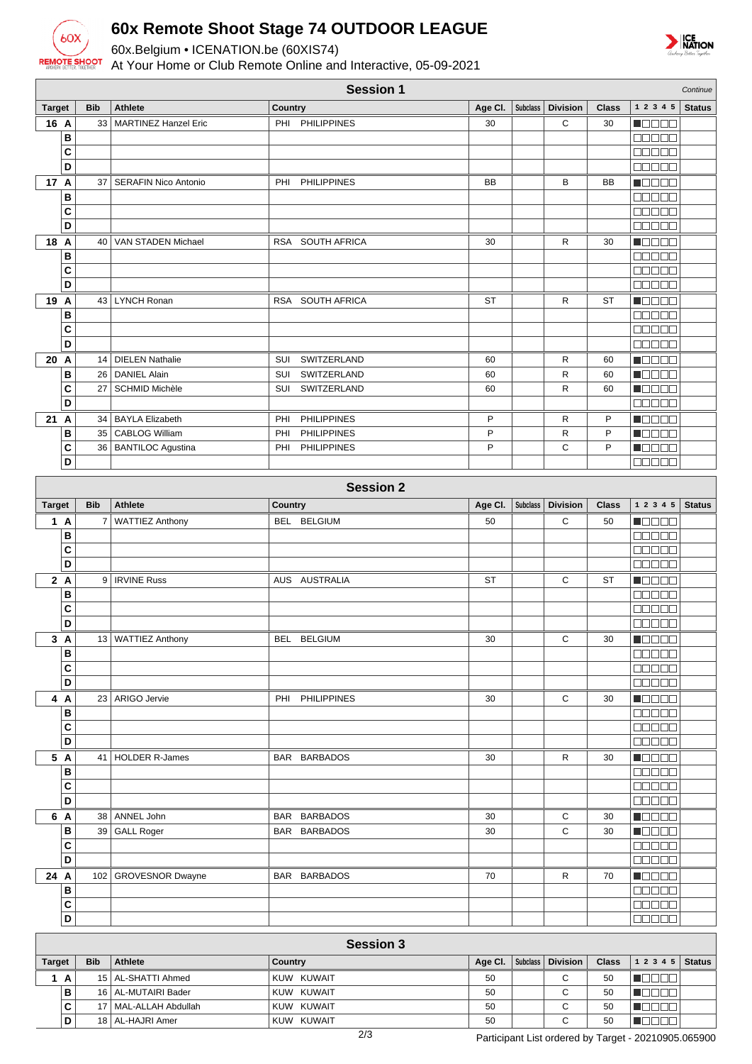# 60x Remote Shoot Stage 74 OUTDOOR LEAGUE

60x.Belgium • ICENATION.be (60XIS74)

At Your Home or Club Remote Online and Interactive, 05-09-2021

## Session 1

*Continue*

| Target | Bib | Athlete | Country | Age Cl. | Subclass | Division | Class | 1 2 3 4 5 | Status |
|---|---|---|---|---|---|---|---|---|---|
| 16 A | 33 | MARTINEZ Hanzel Eric | PHI PHILIPPINES | 30 | | C | 30 | | |
| B | | | | | | | | | |
| C | | | | | | | | | |
| D | | | | | | | | | |
| 17 A | 37 | SERAFIN Nico Antonio | PHI PHILIPPINES | BB | | B | BB | | |
| B | | | | | | | | | |
| C | | | | | | | | | |
| D | | | | | | | | | |
| 18 A | 40 | VAN STADEN Michael | RSA SOUTH AFRICA | 30 | | R | 30 | | |
| B | | | | | | | | | |
| C | | | | | | | | | |
| D | | | | | | | | | |
| 19 A | 43 | LYNCH Ronan | RSA SOUTH AFRICA | ST | | R | ST | | |
| B | | | | | | | | | |
| C | | | | | | | | | |
| D | | | | | | | | | |
| 20 A | 14 | DIELEN Nathalie | SUI SWITZERLAND | 60 | | R | 60 | | |
| B | 26 | DANIEL Alain | SUI SWITZERLAND | 60 | | R | 60 | | |
| C | 27 | SCHMID Michèle | SUI SWITZERLAND | 60 | | R | 60 | | |
| D | | | | | | | | | |
| 21 A | 34 | BAYLA Elizabeth | PHI PHILIPPINES | P | | R | P | | |
| B | 35 | CABLOG William | PHI PHILIPPINES | P | | R | P | | |
| C | 36 | BANTILOC Agustina | PHI PHILIPPINES | P | | C | P | | |
| D | | | | | | | | | |

## Session 2

| Target | Bib | Athlete | Country | Age Cl. | Subclass | Division | Class | 1 2 3 4 5 | Status |
|---|---|---|---|---|---|---|---|---|---|
| 1 A | 7 | WATTIEZ Anthony | BEL BELGIUM | 50 | | C | 50 | | |
| B | | | | | | | | | |
| C | | | | | | | | | |
| D | | | | | | | | | |
| 2 A | 9 | IRVINE Russ | AUS AUSTRALIA | ST | | C | ST | | |
| B | | | | | | | | | |
| C | | | | | | | | | |
| D | | | | | | | | | |
| 3 A | 13 | WATTIEZ Anthony | BEL BELGIUM | 30 | | C | 30 | | |
| B | | | | | | | | | |
| C | | | | | | | | | |
| D | | | | | | | | | |
| 4 A | 23 | ARIGO Jervie | PHI PHILIPPINES | 30 | | C | 30 | | |
| B | | | | | | | | | |
| C | | | | | | | | | |
| D | | | | | | | | | |
| 5 A | 41 | HOLDER R-James | BAR BARBADOS | 30 | | R | 30 | | |
| B | | | | | | | | | |
| C | | | | | | | | | |
| D | | | | | | | | | |
| 6 A | 38 | ANNEL John | BAR BARBADOS | 30 | | C | 30 | | |
| B | 39 | GALL Roger | BAR BARBADOS | 30 | | C | 30 | | |
| C | | | | | | | | | |
| D | | | | | | | | | |
| 24 A | 102 | GROVESNOR Dwayne | BAR BARBADOS | 70 | | R | 70 | | |
| B | | | | | | | | | |
| C | | | | | | | | | |
| D | | | | | | | | | |

## Session 3

| Target | Bib | Athlete | Country | Age Cl. | Subclass | Division | Class | 1 2 3 4 5 | Status |
|---|---|---|---|---|---|---|---|---|---|
| 1 A | 15 | AL-SHATTI Ahmed | KUW KUWAIT | 50 | | C | 50 | | |
| B | 16 | AL-MUTAIRI Bader | KUW KUWAIT | 50 | | C | 50 | | |
| C | 17 | MAL-ALLAH Abdullah | KUW KUWAIT | 50 | | C | 50 | | |
| D | 18 | AL-HAJRI Amer | KUW KUWAIT | 50 | | C | 50 | | |

Participant List ordered by Target - 20210905.065900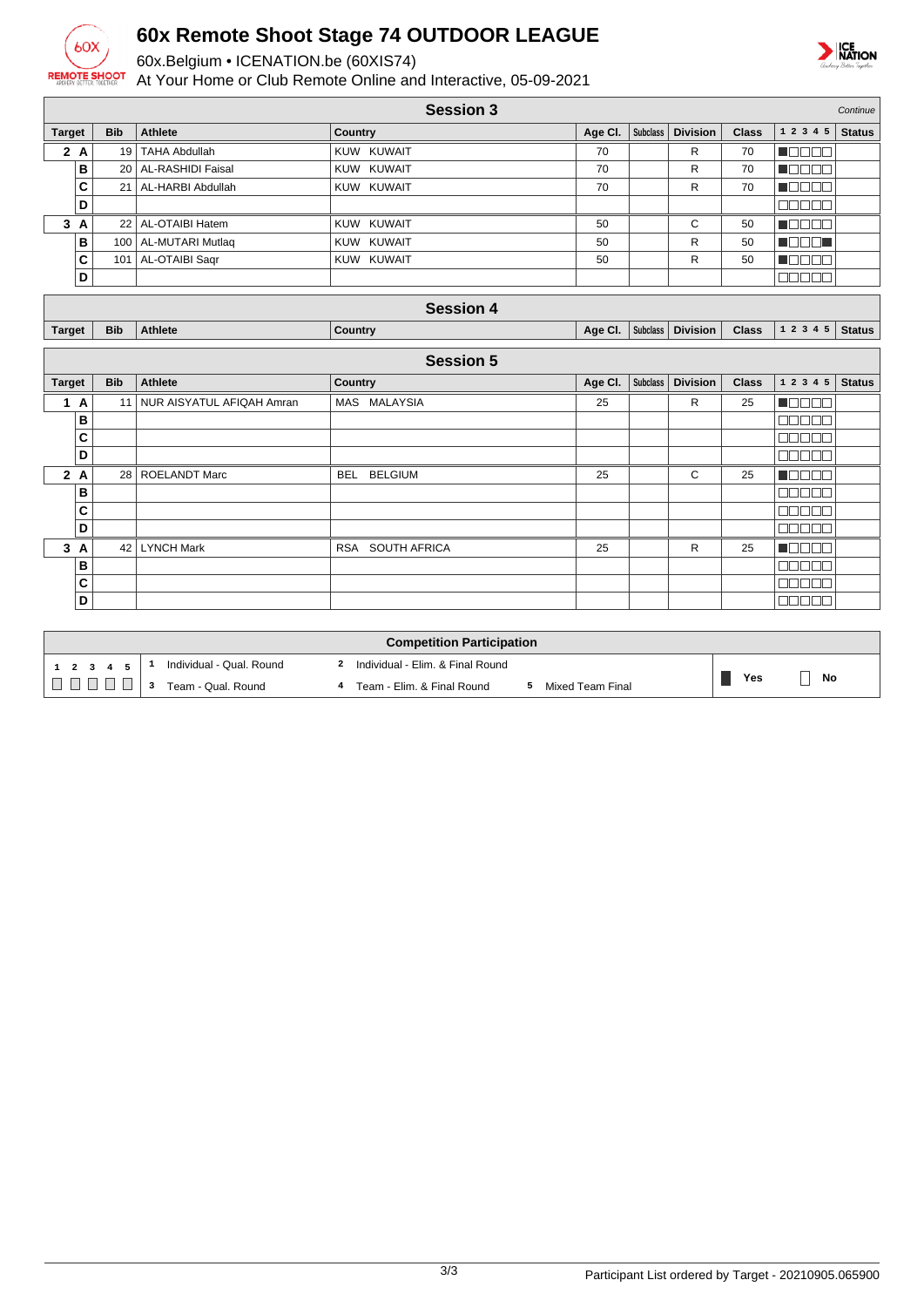# 60x Remote Shoot Stage 74 OUTDOOR LEAGUE

60x.Belgium • ICENATION.be (60XIS74)

At Your Home or Club Remote Online and Interactive, 05-09-2021

## Session 3

*Continue*

| Target | | Bib | Athlete | Country | Age Cl. | Subclass | Division | Class | 1 2 3 4 5 | Status |
|---|---|---|---|---|---|---|---|---|---|---|
| 2 | A | 19 | TAHA Abdullah | KUW KUWAIT | 70 | | R | 70 | ■□□□□ | |
| | B | 20 | AL-RASHIDI Faisal | KUW KUWAIT | 70 | | R | 70 | ■□□□□ | |
| | C | 21 | AL-HARBI Abdullah | KUW KUWAIT | 70 | | R | 70 | ■□□□□ | |
| | D | | | | | | | | □□□□□ | |
| 3 | A | 22 | AL-OTAIBI Hatem | KUW KUWAIT | 50 | | C | 50 | ■□□□□ | |
| | B | 100 | AL-MUTARI Mutlaq | KUW KUWAIT | 50 | | R | 50 | ■□□□■ | |
| | C | 101 | AL-OTAIBI Saqr | KUW KUWAIT | 50 | | R | 50 | ■□□□□ | |
| | D | | | | | | | | □□□□□ | |

## Session 4

| Target | Bib | Athlete | Country | Age Cl. | Subclass | Division | Class | 1 2 3 4 5 | Status |
|---|---|---|---|---|---|---|---|---|---|

## Session 5

| Target | | Bib | Athlete | Country | Age Cl. | Subclass | Division | Class | 1 2 3 4 5 | Status |
|---|---|---|---|---|---|---|---|---|---|---|
| 1 | A | 11 | NUR AISYATUL AFIQAH Amran | MAS MALAYSIA | 25 | | R | 25 | ■□□□□ | |
| | B | | | | | | | | □□□□□ | |
| | C | | | | | | | | □□□□□ | |
| | D | | | | | | | | □□□□□ | |
| 2 | A | 28 | ROELANDT Marc | BEL BELGIUM | 25 | | C | 25 | ■□□□□ | |
| | B | | | | | | | | □□□□□ | |
| | C | | | | | | | | □□□□□ | |
| | D | | | | | | | | □□□□□ | |
| 3 | A | 42 | LYNCH Mark | RSA SOUTH AFRICA | 25 | | R | 25 | ■□□□□ | |
| | B | | | | | | | | □□□□□ | |
| | C | | | | | | | | □□□□□ | |
| | D | | | | | | | | □□□□□ | |

## Competition Participation

| 1 2 3 4 5 | | | | |
|---|---|---|---|---|
| □ □ □ □ □ | 1 Individual - Qual. Round | 2 Individual - Elim. & Final Round | | ■ Yes □ No |
| | 3 Team - Qual. Round | 4 Team - Elim. & Final Round | 5 Mixed Team Final | |

Participant List ordered by Target - 20210905.065900